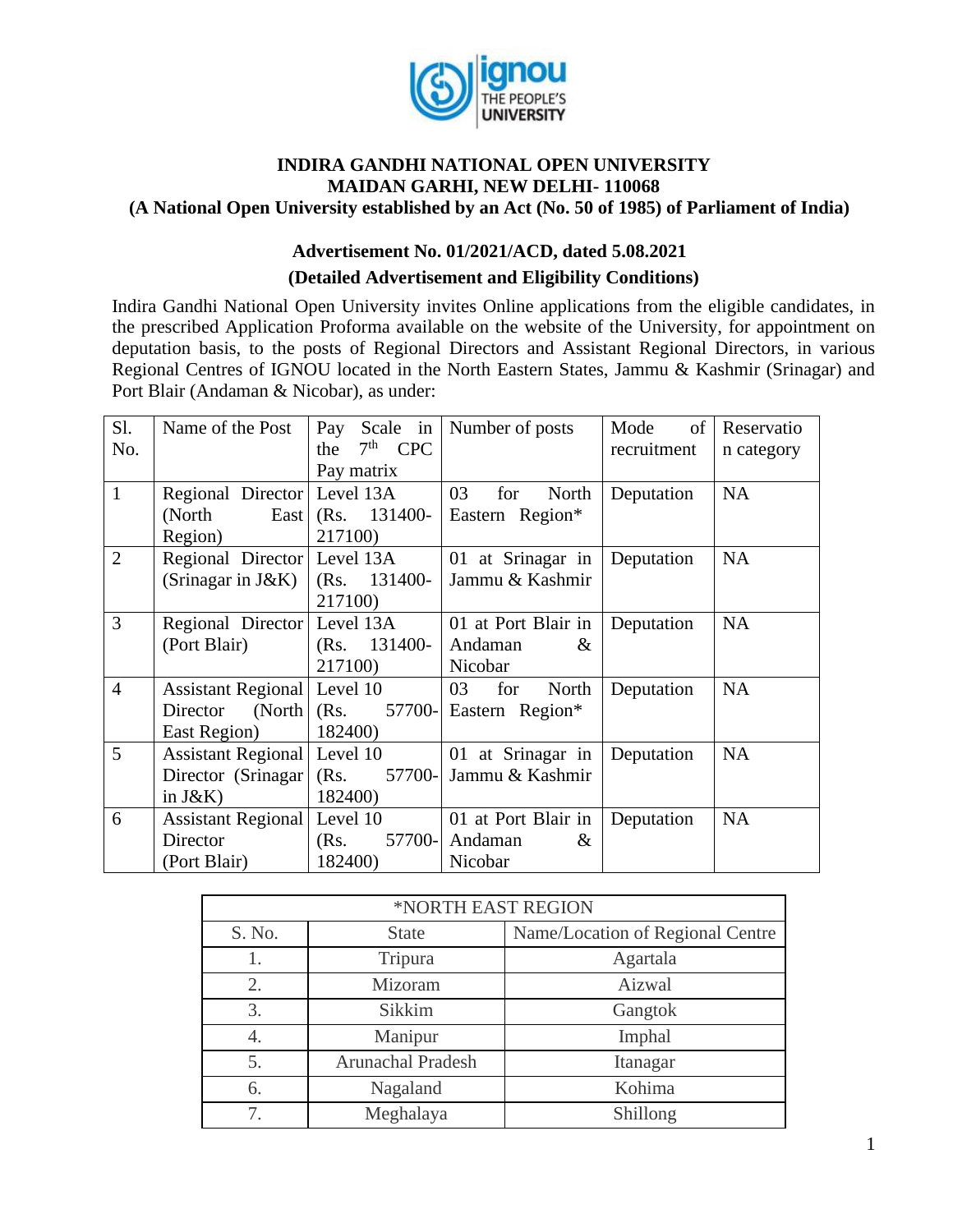# INDIRA GANDHI NATIONAL OPEN UNIVERSITY
## MAIDAN GARHI, NEW DELHI- 110068
### (A National Open University established by an Act (No. 50 of 1985) of Parliament of India)

### Advertisement No. 01/2021/ACD, dated 5.08.2021
### (Detailed Advertisement and Eligibility Conditions)

Indira Gandhi National Open University invites Online applications from the eligible candidates, in the prescribed Application Proforma available on the website of the University, for appointment on deputation basis, to the posts of Regional Directors and Assistant Regional Directors, in various Regional Centres of IGNOU located in the North Eastern States, Jammu & Kashmir (Srinagar) and Port Blair (Andaman & Nicobar), as under:

| Sl. No. | Name of the Post | Pay Scale in the 7th CPC Pay matrix | Number of posts | Mode of recruitment | Reservation category |
|---|---|---|---|---|---|
| 1 | Regional Director (North East Region) | Level 13A (Rs. 131400-217100) | 03 for North Eastern Region* | Deputation | NA |
| 2 | Regional Director (Srinagar in J&K) | Level 13A (Rs. 131400-217100) | 01 at Srinagar in Jammu & Kashmir | Deputation | NA |
| 3 | Regional Director (Port Blair) | Level 13A (Rs. 131400-217100) | 01 at Port Blair in Andaman & Nicobar | Deputation | NA |
| 4 | Assistant Regional Director (North East Region) | Level 10 (Rs. 57700-182400) | 03 for North Eastern Region* | Deputation | NA |
| 5 | Assistant Regional Director (Srinagar in J&K) | Level 10 (Rs. 57700-182400) | 01 at Srinagar in Jammu & Kashmir | Deputation | NA |
| 6 | Assistant Regional Director (Port Blair) | Level 10 (Rs. 57700-182400) | 01 at Port Blair in Andaman & Nicobar | Deputation | NA |

| *NORTH EAST REGION | | |
|---|---|---|
| S. No. | State | Name/Location of Regional Centre |
| 1. | Tripura | Agartala |
| 2. | Mizoram | Aizwal |
| 3. | Sikkim | Gangtok |
| 4. | Manipur | Imphal |
| 5. | Arunachal Pradesh | Itanagar |
| 6. | Nagaland | Kohima |
| 7. | Meghalaya | Shillong |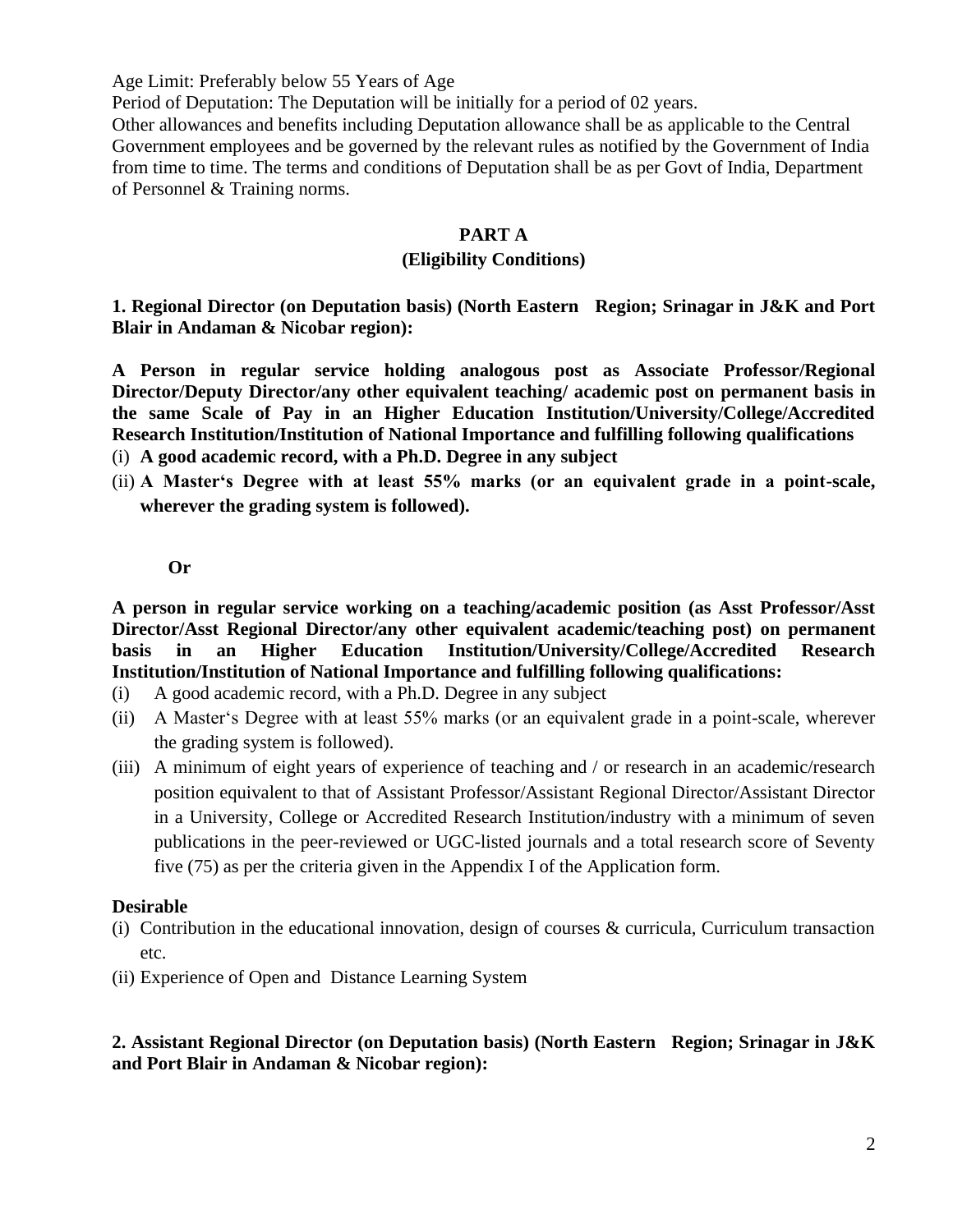Age Limit: Preferably below 55 Years of Age

Period of Deputation: The Deputation will be initially for a period of 02 years.

Other allowances and benefits including Deputation allowance shall be as applicable to the Central Government employees and be governed by the relevant rules as notified by the Government of India from time to time. The terms and conditions of Deputation shall be as per Govt of India, Department of Personnel & Training norms.

## PART A

### (Eligibility Conditions)

**1. Regional Director (on Deputation basis) (North Eastern Region; Srinagar in J&K and Port Blair in Andaman & Nicobar region):**

**A Person in regular service holding analogous post as Associate Professor/Regional Director/Deputy Director/any other equivalent teaching/ academic post on permanent basis in the same Scale of Pay in an Higher Education Institution/University/College/Accredited Research Institution/Institution of National Importance and fulfilling following qualifications**

(i) **A good academic record, with a Ph.D. Degree in any subject**

(ii) **A Master's Degree with at least 55% marks (or an equivalent grade in a point-scale, wherever the grading system is followed).**

**Or**

**A person in regular service working on a teaching/academic position (as Asst Professor/Asst Director/Asst Regional Director/any other equivalent academic/teaching post) on permanent basis in an Higher Education Institution/University/College/Accredited Research Institution/Institution of National Importance and fulfilling following qualifications:**

(i) A good academic record, with a Ph.D. Degree in any subject

(ii) A Master's Degree with at least 55% marks (or an equivalent grade in a point-scale, wherever the grading system is followed).

(iii) A minimum of eight years of experience of teaching and / or research in an academic/research position equivalent to that of Assistant Professor/Assistant Regional Director/Assistant Director in a University, College or Accredited Research Institution/industry with a minimum of seven publications in the peer-reviewed or UGC-listed journals and a total research score of Seventy five (75) as per the criteria given in the Appendix I of the Application form.

**Desirable**

(i) Contribution in the educational innovation, design of courses & curricula, Curriculum transaction etc.

(ii) Experience of Open and Distance Learning System

**2. Assistant Regional Director (on Deputation basis) (North Eastern Region; Srinagar in J&K and Port Blair in Andaman & Nicobar region):**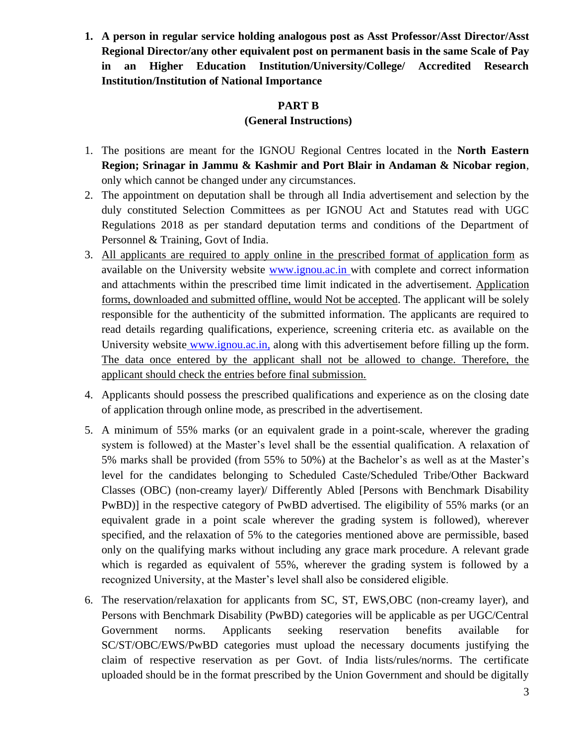1. **A person in regular service holding analogous post as Asst Professor/Asst Director/Asst Regional Director/any other equivalent post on permanent basis in the same Scale of Pay in an Higher Education Institution/University/College/ Accredited Research Institution/Institution of National Importance**

## PART B

### (General Instructions)

1. The positions are meant for the IGNOU Regional Centres located in the **North Eastern Region; Srinagar in Jammu & Kashmir and Port Blair in Andaman & Nicobar region**, only which cannot be changed under any circumstances.
2. The appointment on deputation shall be through all India advertisement and selection by the duly constituted Selection Committees as per IGNOU Act and Statutes read with UGC Regulations 2018 as per standard deputation terms and conditions of the Department of Personnel & Training, Govt of India.
3. All applicants are required to apply online in the prescribed format of application form as available on the University website www.ignou.ac.in with complete and correct information and attachments within the prescribed time limit indicated in the advertisement. Application forms, downloaded and submitted offline, would Not be accepted. The applicant will be solely responsible for the authenticity of the submitted information. The applicants are required to read details regarding qualifications, experience, screening criteria etc. as available on the University website www.ignou.ac.in, along with this advertisement before filling up the form. The data once entered by the applicant shall not be allowed to change. Therefore, the applicant should check the entries before final submission.
4. Applicants should possess the prescribed qualifications and experience as on the closing date of application through online mode, as prescribed in the advertisement.
5. A minimum of 55% marks (or an equivalent grade in a point-scale, wherever the grading system is followed) at the Master's level shall be the essential qualification. A relaxation of 5% marks shall be provided (from 55% to 50%) at the Bachelor's as well as at the Master's level for the candidates belonging to Scheduled Caste/Scheduled Tribe/Other Backward Classes (OBC) (non-creamy layer)/ Differently Abled [Persons with Benchmark Disability PwBD)] in the respective category of PwBD advertised. The eligibility of 55% marks (or an equivalent grade in a point scale wherever the grading system is followed), wherever specified, and the relaxation of 5% to the categories mentioned above are permissible, based only on the qualifying marks without including any grace mark procedure. A relevant grade which is regarded as equivalent of 55%, wherever the grading system is followed by a recognized University, at the Master's level shall also be considered eligible.
6. The reservation/relaxation for applicants from SC, ST, EWS,OBC (non-creamy layer), and Persons with Benchmark Disability (PwBD) categories will be applicable as per UGC/Central Government norms. Applicants seeking reservation benefits available for SC/ST/OBC/EWS/PwBD categories must upload the necessary documents justifying the claim of respective reservation as per Govt. of India lists/rules/norms. The certificate uploaded should be in the format prescribed by the Union Government and should be digitally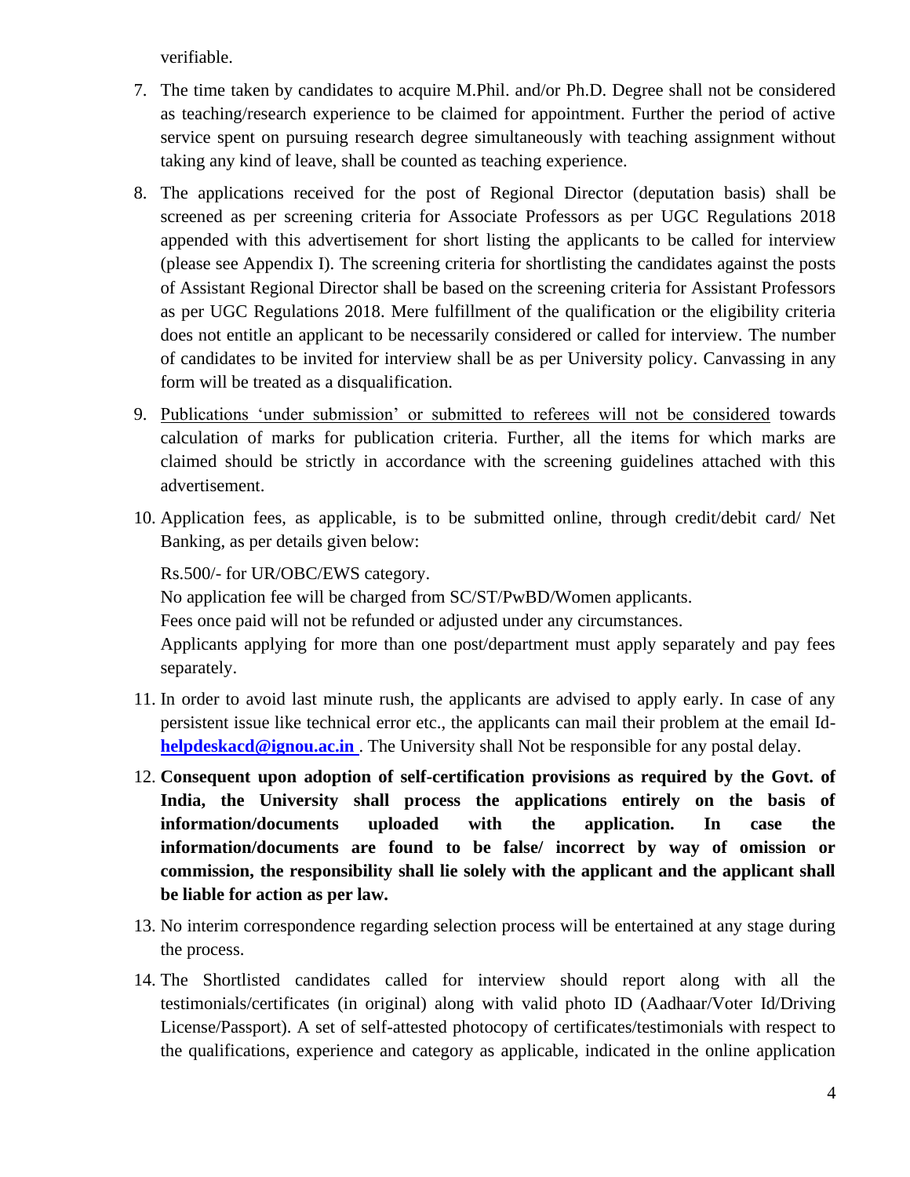verifiable.

7. The time taken by candidates to acquire M.Phil. and/or Ph.D. Degree shall not be considered as teaching/research experience to be claimed for appointment. Further the period of active service spent on pursuing research degree simultaneously with teaching assignment without taking any kind of leave, shall be counted as teaching experience.

8. The applications received for the post of Regional Director (deputation basis) shall be screened as per screening criteria for Associate Professors as per UGC Regulations 2018 appended with this advertisement for short listing the applicants to be called for interview (please see Appendix I). The screening criteria for shortlisting the candidates against the posts of Assistant Regional Director shall be based on the screening criteria for Assistant Professors as per UGC Regulations 2018. Mere fulfillment of the qualification or the eligibility criteria does not entitle an applicant to be necessarily considered or called for interview. The number of candidates to be invited for interview shall be as per University policy. Canvassing in any form will be treated as a disqualification.

9. Publications 'under submission' or submitted to referees will not be considered towards calculation of marks for publication criteria. Further, all the items for which marks are claimed should be strictly in accordance with the screening guidelines attached with this advertisement.

10. Application fees, as applicable, is to be submitted online, through credit/debit card/ Net Banking, as per details given below:

    Rs.500/- for UR/OBC/EWS category.
    No application fee will be charged from SC/ST/PwBD/Women applicants.
    Fees once paid will not be refunded or adjusted under any circumstances.
    Applicants applying for more than one post/department must apply separately and pay fees separately.

11. In order to avoid last minute rush, the applicants are advised to apply early. In case of any persistent issue like technical error etc., the applicants can mail their problem at the email Id- **helpdeskacd@ignou.ac.in** . The University shall Not be responsible for any postal delay.

12. **Consequent upon adoption of self-certification provisions as required by the Govt. of India, the University shall process the applications entirely on the basis of information/documents uploaded with the application. In case the information/documents are found to be false/ incorrect by way of omission or commission, the responsibility shall lie solely with the applicant and the applicant shall be liable for action as per law.**

13. No interim correspondence regarding selection process will be entertained at any stage during the process.

14. The Shortlisted candidates called for interview should report along with all the testimonials/certificates (in original) along with valid photo ID (Aadhaar/Voter Id/Driving License/Passport). A set of self-attested photocopy of certificates/testimonials with respect to the qualifications, experience and category as applicable, indicated in the online application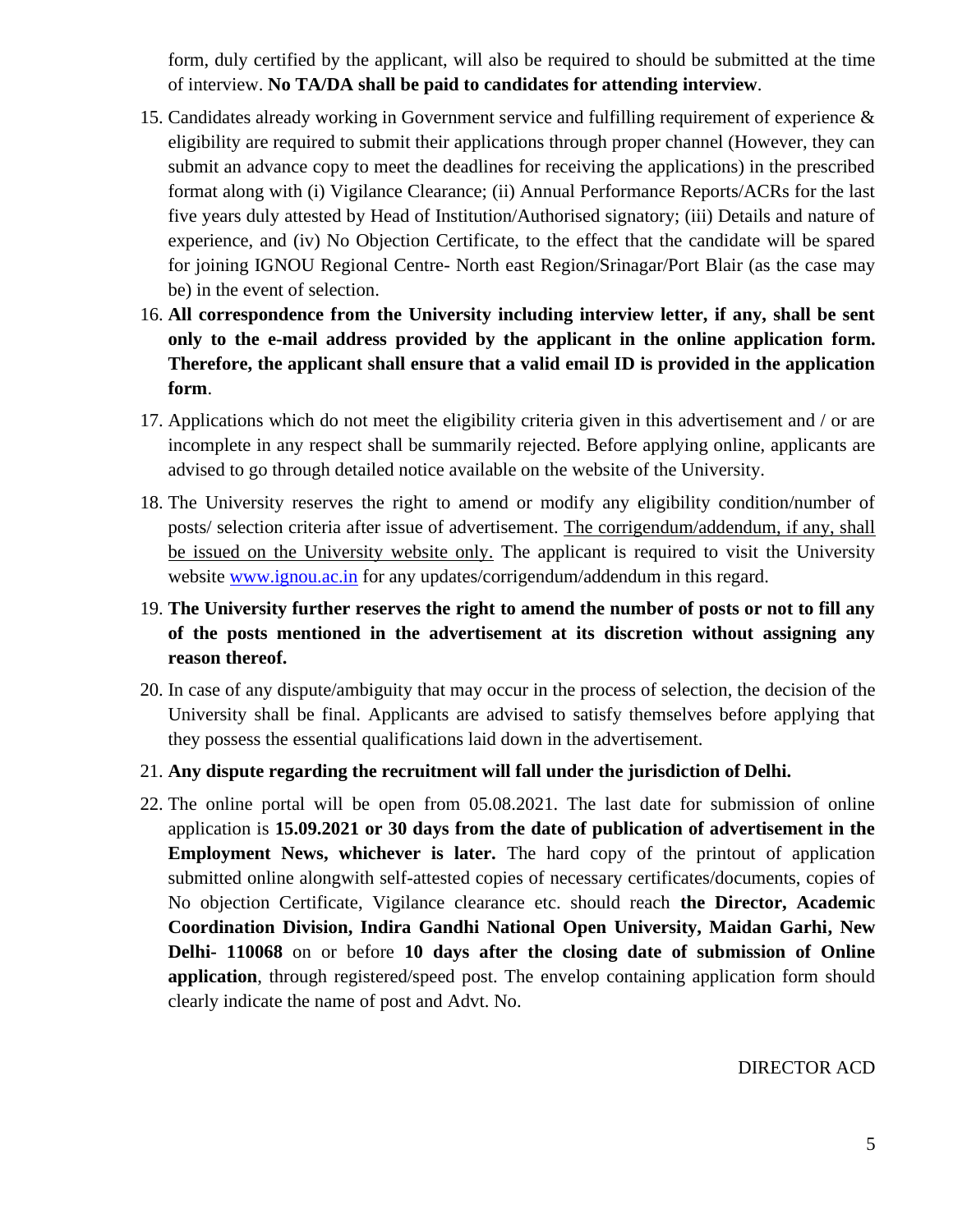form, duly certified by the applicant, will also be required to should be submitted at the time of interview. **No TA/DA shall be paid to candidates for attending interview**.

15. Candidates already working in Government service and fulfilling requirement of experience & eligibility are required to submit their applications through proper channel (However, they can submit an advance copy to meet the deadlines for receiving the applications) in the prescribed format along with (i) Vigilance Clearance; (ii) Annual Performance Reports/ACRs for the last five years duly attested by Head of Institution/Authorised signatory; (iii) Details and nature of experience, and (iv) No Objection Certificate, to the effect that the candidate will be spared for joining IGNOU Regional Centre- North east Region/Srinagar/Port Blair (as the case may be) in the event of selection.
16. **All correspondence from the University including interview letter, if any, shall be sent only to the e-mail address provided by the applicant in the online application form. Therefore, the applicant shall ensure that a valid email ID is provided in the application form**.
17. Applications which do not meet the eligibility criteria given in this advertisement and / or are incomplete in any respect shall be summarily rejected. Before applying online, applicants are advised to go through detailed notice available on the website of the University.
18. The University reserves the right to amend or modify any eligibility condition/number of posts/ selection criteria after issue of advertisement. The corrigendum/addendum, if any, shall be issued on the University website only. The applicant is required to visit the University website www.ignou.ac.in for any updates/corrigendum/addendum in this regard.
19. **The University further reserves the right to amend the number of posts or not to fill any of the posts mentioned in the advertisement at its discretion without assigning any reason thereof.**
20. In case of any dispute/ambiguity that may occur in the process of selection, the decision of the University shall be final. Applicants are advised to satisfy themselves before applying that they possess the essential qualifications laid down in the advertisement.
21. **Any dispute regarding the recruitment will fall under the jurisdiction of Delhi.**
22. The online portal will be open from 05.08.2021. The last date for submission of online application is **15.09.2021 or 30 days from the date of publication of advertisement in the Employment News, whichever is later.** The hard copy of the printout of application submitted online alongwith self-attested copies of necessary certificates/documents, copies of No objection Certificate, Vigilance clearance etc. should reach **the Director, Academic Coordination Division, Indira Gandhi National Open University, Maidan Garhi, New Delhi- 110068** on or before **10 days after the closing date of submission of Online application**, through registered/speed post. The envelop containing application form should clearly indicate the name of post and Advt. No.

DIRECTOR ACD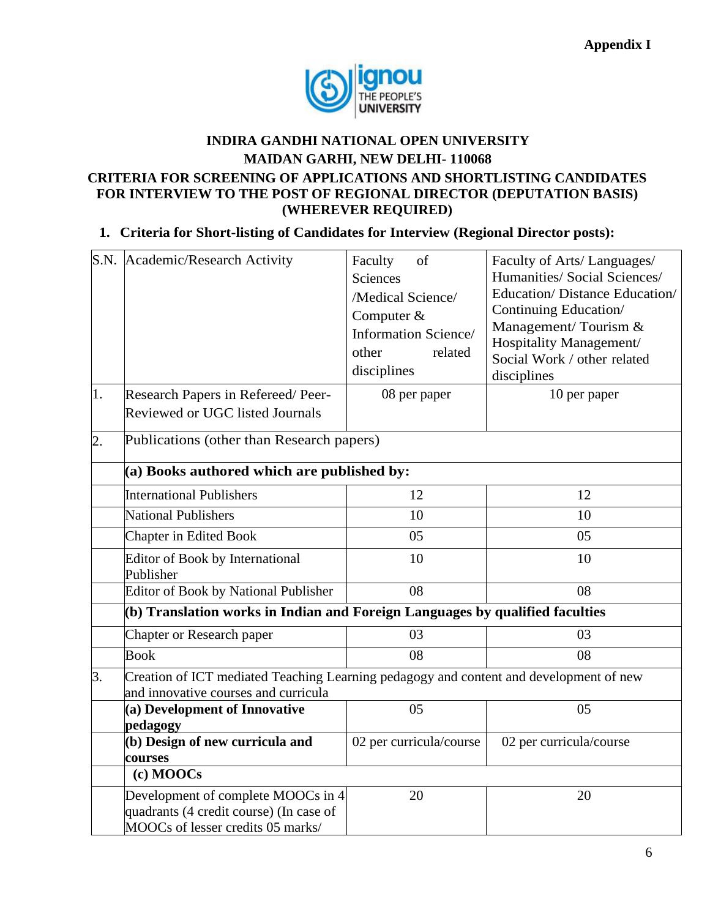**Appendix I**

# INDIRA GANDHI NATIONAL OPEN UNIVERSITY
## MAIDAN GARHI, NEW DELHI- 110068
## CRITERIA FOR SCREENING OF APPLICATIONS AND SHORTLISTING CANDIDATES FOR INTERVIEW TO THE POST OF REGIONAL DIRECTOR (DEPUTATION BASIS) (WHEREVER REQUIRED)

1. **Criteria for Short-listing of Candidates for Interview (Regional Director posts):**

| S.N. | Academic/Research Activity | Faculty of Sciences /Medical Science/ Computer & Information Science/ other related disciplines | Faculty of Arts/ Languages/ Humanities/ Social Sciences/ Education/ Distance Education/ Continuing Education/ Management/ Tourism & Hospitality Management/ Social Work / other related disciplines |
|---|---|---|---|
| 1. | Research Papers in Refereed/ Peer-Reviewed or UGC listed Journals | 08 per paper | 10 per paper |
| 2. | Publications (other than Research papers) | | |
| | **(a) Books authored which are published by:** | | |
| | International Publishers | 12 | 12 |
| | National Publishers | 10 | 10 |
| | Chapter in Edited Book | 05 | 05 |
| | Editor of Book by International Publisher | 10 | 10 |
| | Editor of Book by National Publisher | 08 | 08 |
| | **(b) Translation works in Indian and Foreign Languages by qualified faculties** | | |
| | Chapter or Research paper | 03 | 03 |
| | Book | 08 | 08 |
| 3. | Creation of ICT mediated Teaching Learning pedagogy and content and development of new and innovative courses and curricula | | |
| | **(a) Development of Innovative pedagogy** | 05 | 05 |
| | **(b) Design of new curricula and courses** | 02 per curricula/course | 02 per curricula/course |
| | **(c) MOOCs** | | |
| | Development of complete MOOCs in 4 quadrants (4 credit course) (In case of MOOCs of lesser credits 05 marks/ | 20 | 20 |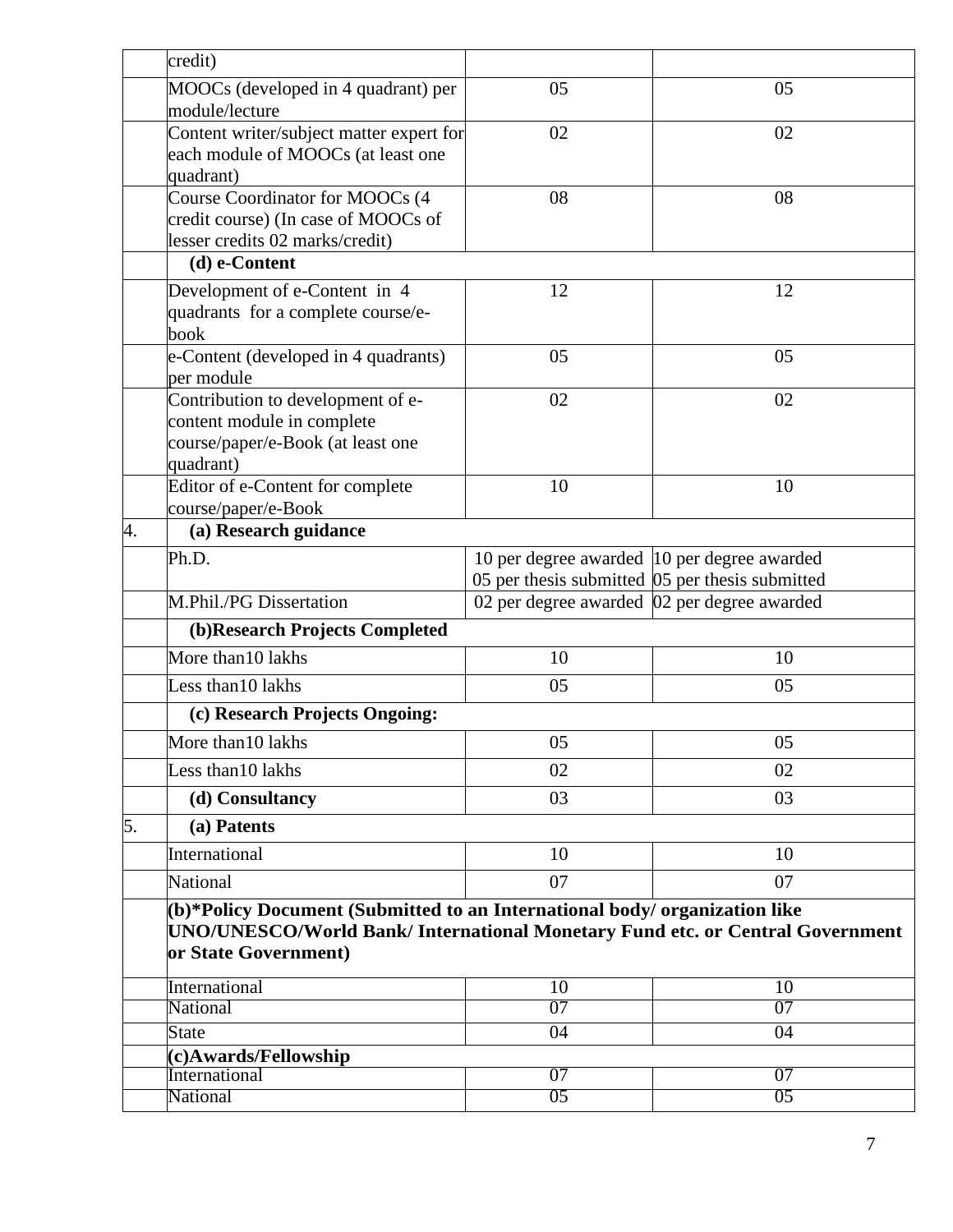| | | | |
|---|---|---|---|
| | credit) | | |
| | MOOCs (developed in 4 quadrant) per module/lecture | 05 | 05 |
| | Content writer/subject matter expert for each module of MOOCs (at least one quadrant) | 02 | 02 |
| | Course Coordinator for MOOCs (4 credit course) (In case of MOOCs of lesser credits 02 marks/credit) | 08 | 08 |
| | **(d) e-Content** | | |
| | Development of e-Content in 4 quadrants for a complete course/e-book | 12 | 12 |
| | e-Content (developed in 4 quadrants) per module | 05 | 05 |
| | Contribution to development of e-content module in complete course/paper/e-Book (at least one quadrant) | 02 | 02 |
| | Editor of e-Content for complete course/paper/e-Book | 10 | 10 |
| 4. | **(a) Research guidance** | | |
| | Ph.D. | 10 per degree awarded<br>05 per thesis submitted | 10 per degree awarded<br>05 per thesis submitted |
| | M.Phil./PG Dissertation | 02 per degree awarded | 02 per degree awarded |
| | **(b)Research Projects Completed** | | |
| | More than10 lakhs | 10 | 10 |
| | Less than10 lakhs | 05 | 05 |
| | **(c) Research Projects Ongoing:** | | |
| | More than10 lakhs | 05 | 05 |
| | Less than10 lakhs | 02 | 02 |
| | **(d) Consultancy** | 03 | 03 |
| 5. | **(a) Patents** | | |
| | International | 10 | 10 |
| | National | 07 | 07 |
| | **(b)*Policy Document (Submitted to an International body/ organization like UNO/UNESCO/World Bank/ International Monetary Fund etc. or Central Government or State Government)** | | |
| | International | 10 | 10 |
| | National | 07 | 07 |
| | State | 04 | 04 |
| | **(c)Awards/Fellowship** | | |
| | International | 07 | 07 |
| | National | 05 | 05 |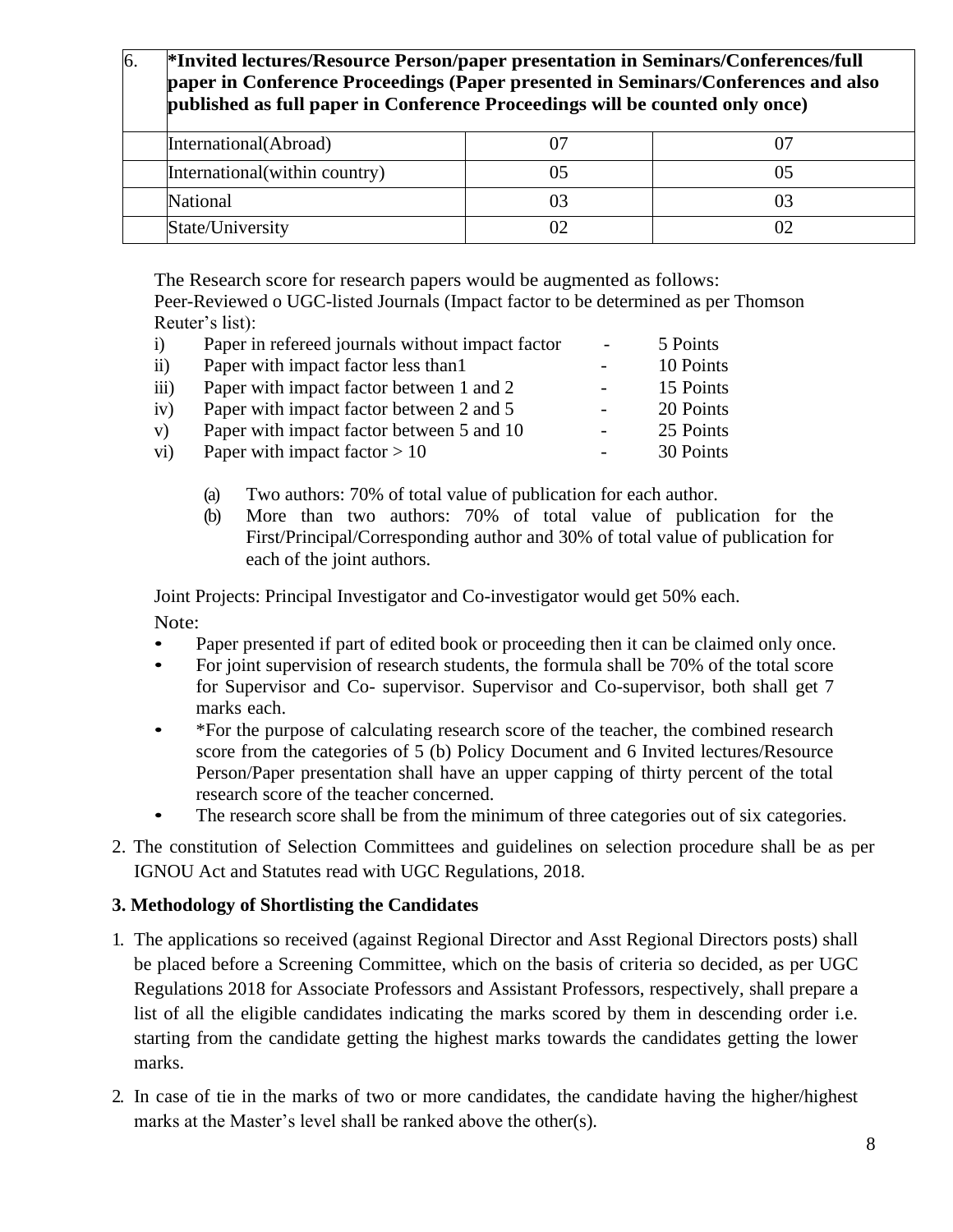| 6. | *Invited lectures/Resource Person/paper presentation in Seminars/Conferences/full paper in Conference Proceedings (Paper presented in Seminars/Conferences and also published as full paper in Conference Proceedings will be counted only once) | | |
|---|---|---|---|
| | International(Abroad) | 07 | 07 |
| | International(within country) | 05 | 05 |
| | National | 03 | 03 |
| | State/University | 02 | 02 |

The Research score for research papers would be augmented as follows:
Peer-Reviewed o UGC-listed Journals (Impact factor to be determined as per Thomson Reuter's list):

| | | | |
|---|---|---|---|
| i) | Paper in refereed journals without impact factor | - | 5 Points |
| ii) | Paper with impact factor less than1 | - | 10 Points |
| iii) | Paper with impact factor between 1 and 2 | - | 15 Points |
| iv) | Paper with impact factor between 2 and 5 | - | 20 Points |
| v) | Paper with impact factor between 5 and 10 | - | 25 Points |
| vi) | Paper with impact factor > 10 | - | 30 Points |

(a) Two authors: 70% of total value of publication for each author.

(b) More than two authors: 70% of total value of publication for the First/Principal/Corresponding author and 30% of total value of publication for each of the joint authors.

Joint Projects: Principal Investigator and Co-investigator would get 50% each.

Note:

- Paper presented if part of edited book or proceeding then it can be claimed only once.
- For joint supervision of research students, the formula shall be 70% of the total score for Supervisor and Co- supervisor. Supervisor and Co-supervisor, both shall get 7 marks each.
- *For the purpose of calculating research score of the teacher, the combined research score from the categories of 5 (b) Policy Document and 6 Invited lectures/Resource Person/Paper presentation shall have an upper capping of thirty percent of the total research score of the teacher concerned.
- The research score shall be from the minimum of three categories out of six categories.

2. The constitution of Selection Committees and guidelines on selection procedure shall be as per IGNOU Act and Statutes read with UGC Regulations, 2018.

**3. Methodology of Shortlisting the Candidates**

1. The applications so received (against Regional Director and Asst Regional Directors posts) shall be placed before a Screening Committee, which on the basis of criteria so decided, as per UGC Regulations 2018 for Associate Professors and Assistant Professors, respectively, shall prepare a list of all the eligible candidates indicating the marks scored by them in descending order i.e. starting from the candidate getting the highest marks towards the candidates getting the lower marks.
2. In case of tie in the marks of two or more candidates, the candidate having the higher/highest marks at the Master's level shall be ranked above the other(s).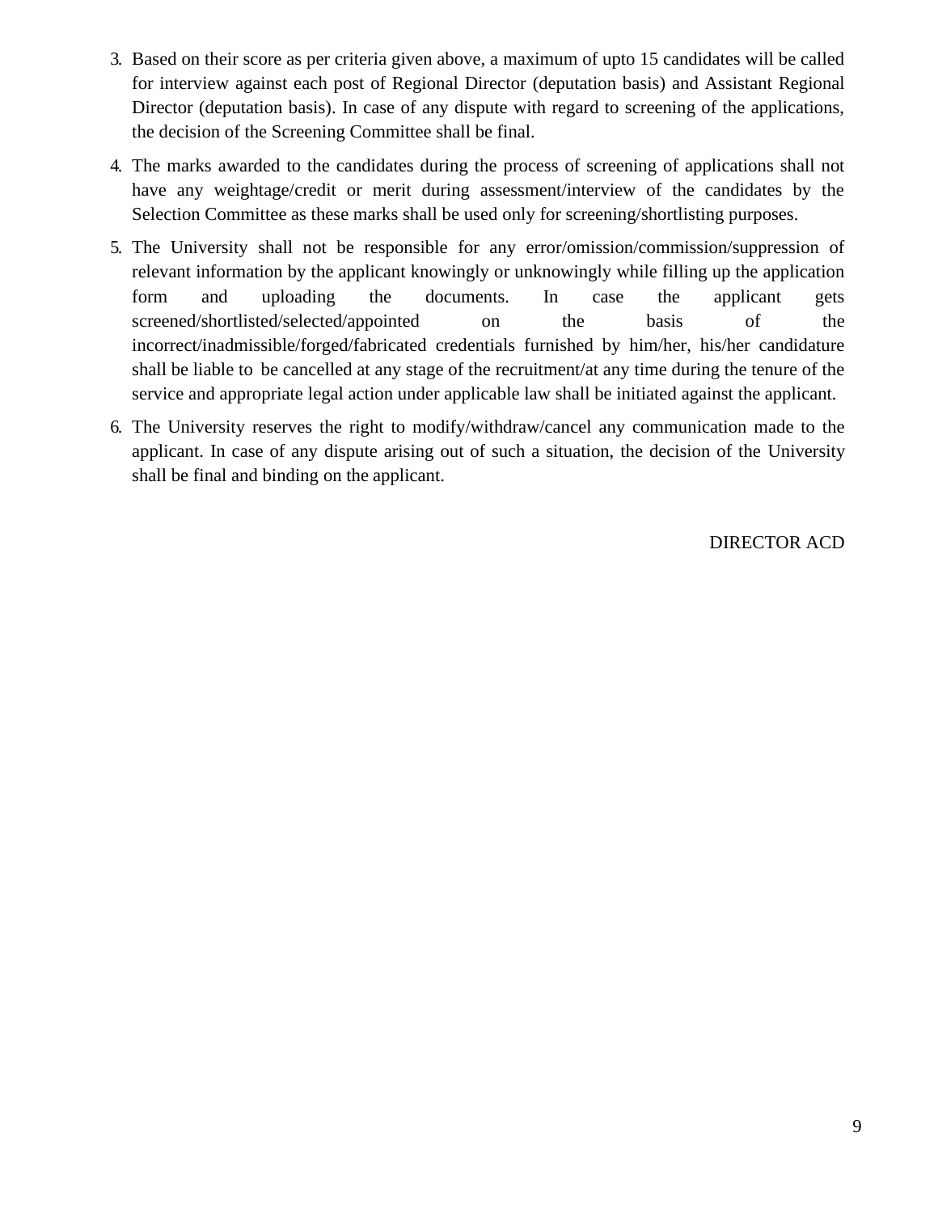3. Based on their score as per criteria given above, a maximum of upto 15 candidates will be called for interview against each post of Regional Director (deputation basis) and Assistant Regional Director (deputation basis). In case of any dispute with regard to screening of the applications, the decision of the Screening Committee shall be final.

4. The marks awarded to the candidates during the process of screening of applications shall not have any weightage/credit or merit during assessment/interview of the candidates by the Selection Committee as these marks shall be used only for screening/shortlisting purposes.

5. The University shall not be responsible for any error/omission/commission/suppression of relevant information by the applicant knowingly or unknowingly while filling up the application form and uploading the documents. In case the applicant gets screened/shortlisted/selected/appointed on the basis of the incorrect/inadmissible/forged/fabricated credentials furnished by him/her, his/her candidature shall be liable to be cancelled at any stage of the recruitment/at any time during the tenure of the service and appropriate legal action under applicable law shall be initiated against the applicant.

6. The University reserves the right to modify/withdraw/cancel any communication made to the applicant. In case of any dispute arising out of such a situation, the decision of the University shall be final and binding on the applicant.

DIRECTOR ACD